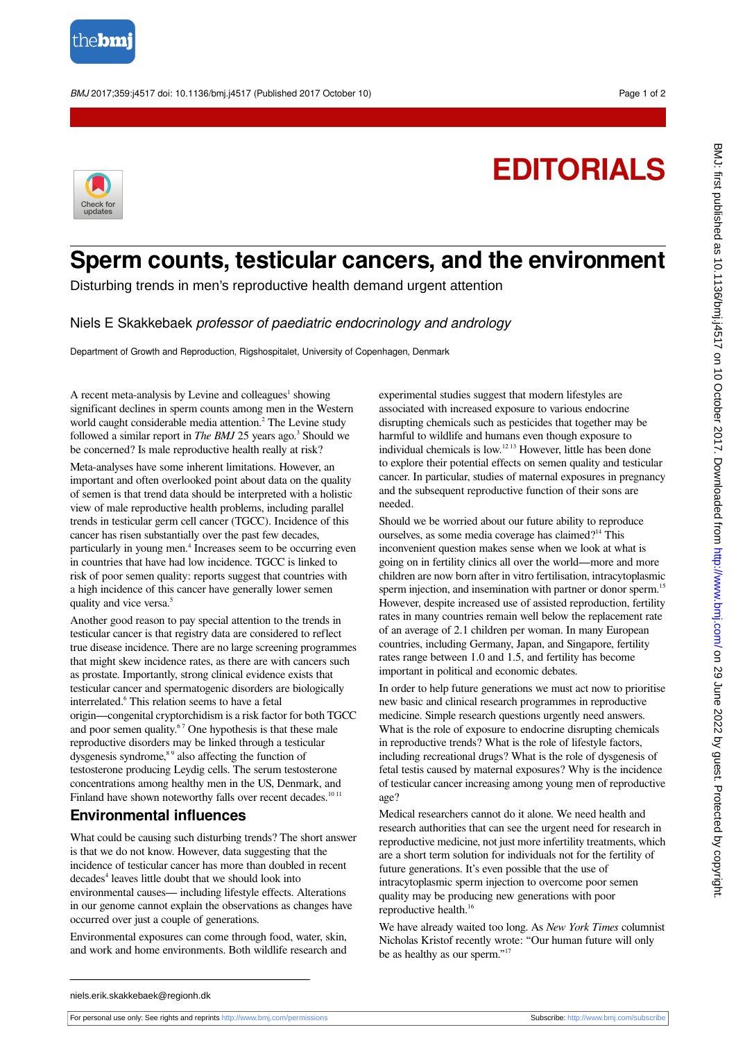# EDITORIALS

# Sperm counts, testicular cancers, and the environment

Disturbing trends in men's reproductive health demand urgent attention

Niels E Skakkebaek *professor of paediatric endocrinology and andrology*

Department of Growth and Reproduction, Rigshospitalet, University of Copenhagen, Denmark

A recent meta-analysis by Levine and colleagues[1] showing significant declines in sperm counts among men in the Western world caught considerable media attention.[2] The Levine study followed a similar report in *The BMJ* 25 years ago.[3] Should we be concerned? Is male reproductive health really at risk?

Meta-analyses have some inherent limitations. However, an important and often overlooked point about data on the quality of semen is that trend data should be interpreted with a holistic view of male reproductive health problems, including parallel trends in testicular germ cell cancer (TGCC). Incidence of this cancer has risen substantially over the past few decades, particularly in young men.[4] Increases seem to be occurring even in countries that have had low incidence. TGCC is linked to risk of poor semen quality: reports suggest that countries with a high incidence of this cancer have generally lower semen quality and vice versa.[5]

Another good reason to pay special attention to the trends in testicular cancer is that registry data are considered to reflect true disease incidence. There are no large screening programmes that might skew incidence rates, as there are with cancers such as prostate. Importantly, strong clinical evidence exists that testicular cancer and spermatogenic disorders are biologically interrelated.[6] This relation seems to have a fetal origin—congenital cryptorchidism is a risk factor for both TGCC and poor semen quality.[6,7] One hypothesis is that these male reproductive disorders may be linked through a testicular dysgenesis syndrome,[8,9] also affecting the function of testosterone producing Leydig cells. The serum testosterone concentrations among healthy men in the US, Denmark, and Finland have shown noteworthy falls over recent decades.[10,11]

## Environmental influences

What could be causing such disturbing trends? The short answer is that we do not know. However, data suggesting that the incidence of testicular cancer has more than doubled in recent decades[4] leaves little doubt that we should look into environmental causes— including lifestyle effects. Alterations in our genome cannot explain the observations as changes have occurred over just a couple of generations.

Environmental exposures can come through food, water, skin, and work and home environments. Both wildlife research and experimental studies suggest that modern lifestyles are associated with increased exposure to various endocrine disrupting chemicals such as pesticides that together may be harmful to wildlife and humans even though exposure to individual chemicals is low.[12,13] However, little has been done to explore their potential effects on semen quality and testicular cancer. In particular, studies of maternal exposures in pregnancy and the subsequent reproductive function of their sons are needed.

Should we be worried about our future ability to reproduce ourselves, as some media coverage has claimed?[14] This inconvenient question makes sense when we look at what is going on in fertility clinics all over the world—more and more children are now born after in vitro fertilisation, intracytoplasmic sperm injection, and insemination with partner or donor sperm.[15] However, despite increased use of assisted reproduction, fertility rates in many countries remain well below the replacement rate of an average of 2.1 children per woman. In many European countries, including Germany, Japan, and Singapore, fertility rates range between 1.0 and 1.5, and fertility has become important in political and economic debates.

In order to help future generations we must act now to prioritise new basic and clinical research programmes in reproductive medicine. Simple research questions urgently need answers. What is the role of exposure to endocrine disrupting chemicals in reproductive trends? What is the role of lifestyle factors, including recreational drugs? What is the role of dysgenesis of fetal testis caused by maternal exposures? Why is the incidence of testicular cancer increasing among young men of reproductive age?

Medical researchers cannot do it alone. We need health and research authorities that can see the urgent need for research in reproductive medicine, not just more infertility treatments, which are a short term solution for individuals not for the fertility of future generations. It's even possible that the use of intracytoplasmic sperm injection to overcome poor semen quality may be producing new generations with poor reproductive health.[16]

We have already waited too long. As *New York Times* columnist Nicholas Kristof recently wrote: "Our human future will only be as healthy as our sperm."[17]

niels.erik.skakkebaek@regionh.dk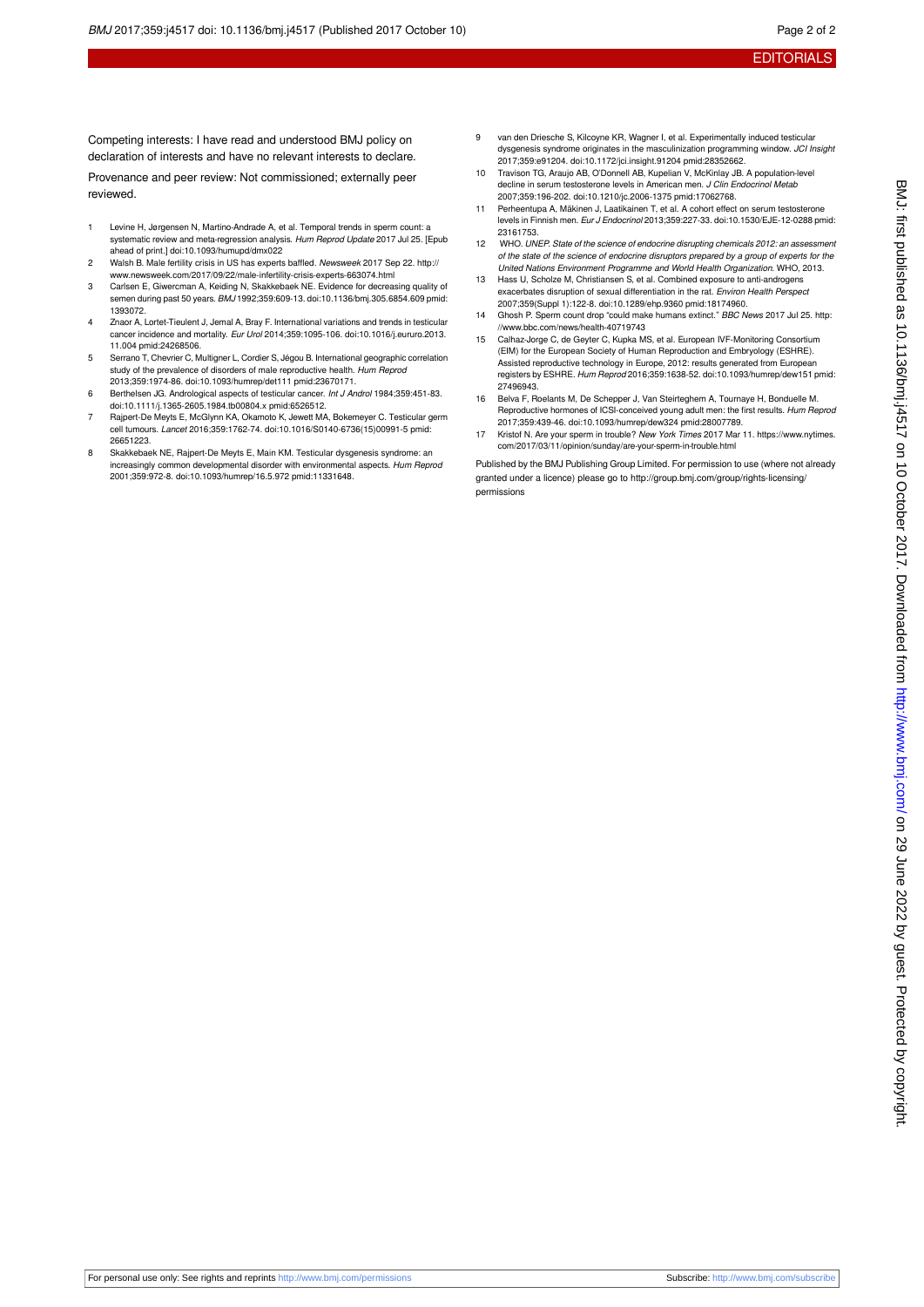Competing interests: I have read and understood BMJ policy on declaration of interests and have no relevant interests to declare.

Provenance and peer review: Not commissioned; externally peer reviewed.

1. Levine H, Jørgensen N, Martino-Andrade A, et al. Temporal trends in sperm count: a systematic review and meta-regression analysis. *Hum Reprod Update* 2017 Jul 25. [Epub ahead of print.] doi:10.1093/humupd/dmx022
2. Walsh B. Male fertility crisis in US has experts baffled. *Newsweek* 2017 Sep 22. http://www.newsweek.com/2017/09/22/male-infertility-crisis-experts-663074.html
3. Carlsen E, Giwercman A, Keiding N, Skakkebaek NE. Evidence for decreasing quality of semen during past 50 years. *BMJ* 1992;359:609-13. doi:10.1136/bmj.305.6854.609 pmid:1393072.
4. Znaor A, Lortet-Tieulent J, Jemal A, Bray F. International variations and trends in testicular cancer incidence and mortality. *Eur Urol* 2014;359:1095-106. doi:10.1016/j.eururo.2013.11.004 pmid:24268506.
5. Serrano T, Chevrier C, Multigner L, Cordier S, Jégou B. International geographic correlation study of the prevalence of disorders of male reproductive health. *Hum Reprod* 2013;359:1974-86. doi:10.1093/humrep/det111 pmid:23670171.
6. Berthelsen JG. Andrological aspects of testicular cancer. *Int J Androl* 1984;359:451-83. doi:10.1111/j.1365-2605.1984.tb00804.x pmid:6526512.
7. Rajpert-De Meyts E, McGlynn KA, Okamoto K, Jewett MA, Bokemeyer C. Testicular germ cell tumours. *Lancet* 2016;359:1762-74. doi:10.1016/S0140-6736(15)00991-5 pmid:26651223.
8. Skakkebaek NE, Rajpert-De Meyts E, Main KM. Testicular dysgenesis syndrome: an increasingly common developmental disorder with environmental aspects. *Hum Reprod* 2001;359:972-8. doi:10.1093/humrep/16.5.972 pmid:11331648.
9. van den Driesche S, Kilcoyne KR, Wagner I, et al. Experimentally induced testicular dysgenesis syndrome originates in the masculinization programming window. *JCI Insight* 2017;359:e91204. doi:10.1172/jci.insight.91204 pmid:28352662.
10. Travison TG, Araujo AB, O'Donnell AB, Kupelian V, McKinlay JB. A population-level decline in serum testosterone levels in American men. *J Clin Endocrinol Metab* 2007;359:196-202. doi:10.1210/jc.2006-1375 pmid:17062768.
11. Perheentupa A, Mäkinen J, Laatikainen T, et al. A cohort effect on serum testosterone levels in Finnish men. *Eur J Endocrinol* 2013;359:227-33. doi:10.1530/EJE-12-0288 pmid:23161753.
12. WHO. *UNEP. State of the science of endocrine disrupting chemicals 2012: an assessment of the state of the science of endocrine disruptors prepared by a group of experts for the United Nations Environment Programme and World Health Organization.* WHO, 2013.
13. Hass U, Scholze M, Christiansen S, et al. Combined exposure to anti-androgens exacerbates disruption of sexual differentiation in the rat. *Environ Health Perspect* 2007;359(Suppl 1):122-8. doi:10.1289/ehp.9360 pmid:18174960.
14. Ghosh P. Sperm count drop "could make humans extinct." *BBC News* 2017 Jul 25. http://www.bbc.com/news/health-40719743
15. Calhaz-Jorge C, de Geyter C, Kupka MS, et al. European IVF-Monitoring Consortium (EIM) for the European Society of Human Reproduction and Embryology (ESHRE). Assisted reproductive technology in Europe, 2012: results generated from European registers by ESHRE. *Hum Reprod* 2016;359:1638-52. doi:10.1093/humrep/dew151 pmid:27496943.
16. Belva F, Roelants M, De Schepper J, Van Steirteghem A, Tournaye H, Bonduelle M. Reproductive hormones of ICSI-conceived young adult men: the first results. *Hum Reprod* 2017;359:439-46. doi:10.1093/humrep/dew324 pmid:28007789.
17. Kristof N. Are your sperm in trouble? *New York Times* 2017 Mar 11. https://www.nytimes.com/2017/03/11/opinion/sunday/are-your-sperm-in-trouble.html

Published by the BMJ Publishing Group Limited. For permission to use (where not already granted under a licence) please go to http://group.bmj.com/group/rights-licensing/permissions